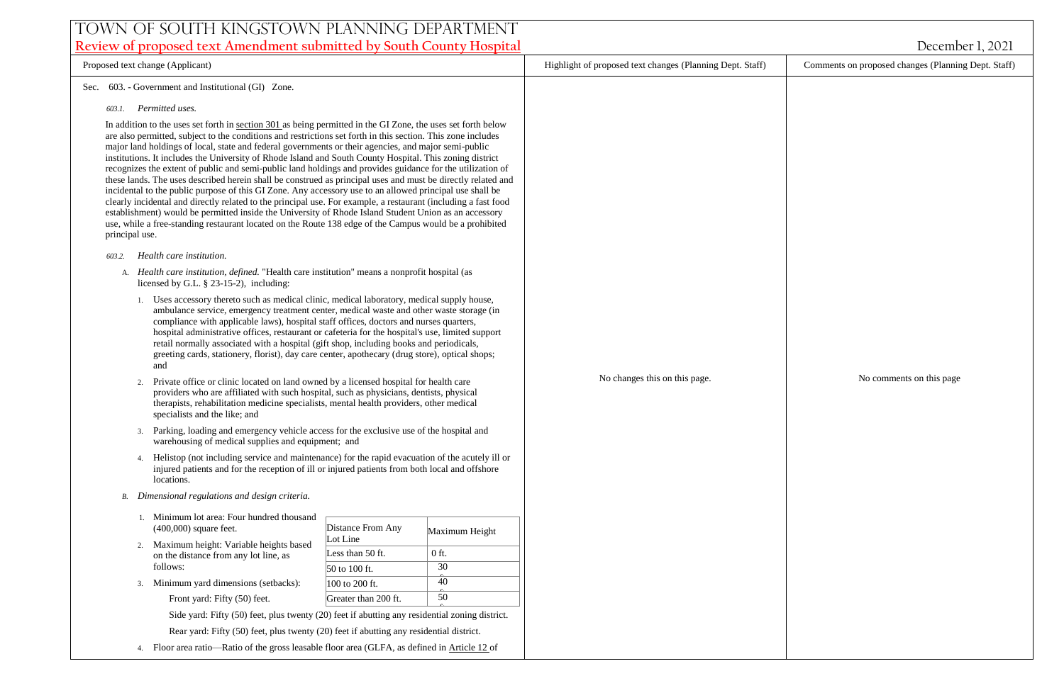# TOWN OF SOUTH KINGSTOWN PLANNING DEPARTMENT

**Review of proposed text Amendment submitted by South County Hospital**

December 1, 2021

| Proposed text change (Applicant) | Highlight of proposed text changes (Planning Dept. Staff) | Comments on proposed changes (Planning Dept. Staff) |
|---|---|---|
| See text below | No changes this on this page. | No comments on this page |

Sec. 603. - Government and Institutional (GI) Zone.

*603.1. Permitted uses.*

In addition to the uses set forth in section 301 as being permitted in the GI Zone, the uses set forth below are also permitted, subject to the conditions and restrictions set forth in this section. This zone includes major land holdings of local, state and federal governments or their agencies, and major semi-public institutions. It includes the University of Rhode Island and South County Hospital. This zoning district recognizes the extent of public and semi-public land holdings and provides guidance for the utilization of these lands. The uses described herein shall be construed as principal uses and must be directly related and incidental to the public purpose of this GI Zone. Any accessory use to an allowed principal use shall be clearly incidental and directly related to the principal use. For example, a restaurant (including a fast food establishment) would be permitted inside the University of Rhode Island Student Union as an accessory use, while a free-standing restaurant located on the Route 138 edge of the Campus would be a prohibited principal use.

*603.2. Health care institution.*

A. *Health care institution, defined.* "Health care institution" means a nonprofit hospital (as licensed by G.L. § 23-15-2), including:

1. Uses accessory thereto such as medical clinic, medical laboratory, medical supply house, ambulance service, emergency treatment center, medical waste and other waste storage (in compliance with applicable laws), hospital staff offices, doctors and nurses quarters, hospital administrative offices, restaurant or cafeteria for the hospital's use, limited support retail normally associated with a hospital (gift shop, including books and periodicals, greeting cards, stationery, florist), day care center, apothecary (drug store), optical shops; and
2. Private office or clinic located on land owned by a licensed hospital for health care providers who are affiliated with such hospital, such as physicians, dentists, physical therapists, rehabilitation medicine specialists, mental health providers, other medical specialists and the like; and
3. Parking, loading and emergency vehicle access for the exclusive use of the hospital and warehousing of medical supplies and equipment; and
4. Helistop (not including service and maintenance) for the rapid evacuation of the acutely ill or injured patients and for the reception of ill or injured patients from both local and offshore locations.

B. *Dimensional regulations and design criteria.*

1. Minimum lot area: Four hundred thousand (400,000) square feet.
2. Maximum height: Variable heights based on the distance from any lot line, as follows:

| Distance From Any Lot Line | Maximum Height |
|---|---|
| Less than 50 ft. | 0 ft. |
| 50 to 100 ft. | 30 f |
| 100 to 200 ft. | 40 f |
| Greater than 200 ft. | 50 f |

3. Minimum yard dimensions (setbacks):
   Front yard: Fifty (50) feet.
   Side yard: Fifty (50) feet, plus twenty (20) feet if abutting any residential zoning district.
   Rear yard: Fifty (50) feet, plus twenty (20) feet if abutting any residential district.
4. Floor area ratio—Ratio of the gross leasable floor area (GLFA, as defined in Article 12 of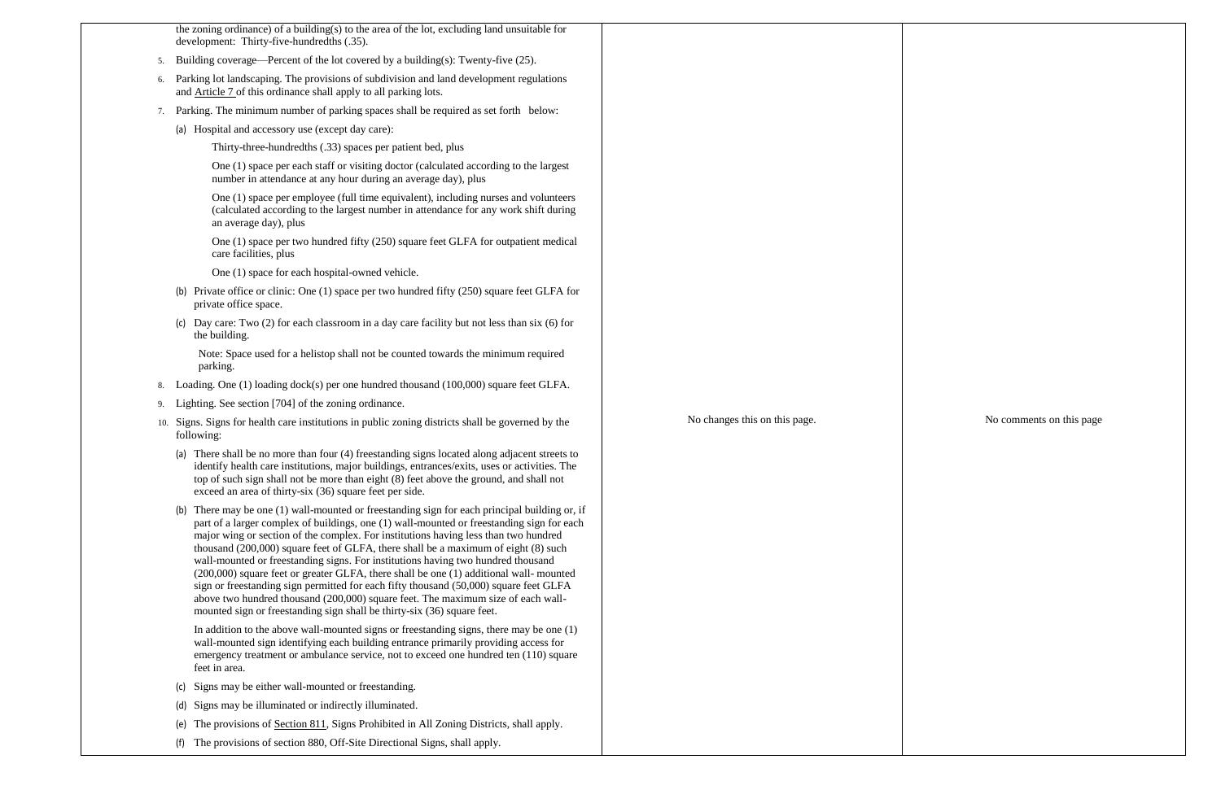| | | |
|---|---|---|
| the zoning ordinance) of a building(s) to the area of the lot, excluding land unsuitable for development: Thirty-five-hundredths (.35).<br><br>5. Building coverage—Percent of the lot covered by a building(s): Twenty-five (25).<br><br>6. Parking lot landscaping. The provisions of subdivision and land development regulations and Article 7 of this ordinance shall apply to all parking lots.<br><br>7. Parking. The minimum number of parking spaces shall be required as set forth below:<br><br>(a) Hospital and accessory use (except day care):<br><br>Thirty-three-hundredths (.33) spaces per patient bed, plus<br><br>One (1) space per each staff or visiting doctor (calculated according to the largest number in attendance at any hour during an average day), plus<br><br>One (1) space per employee (full time equivalent), including nurses and volunteers (calculated according to the largest number in attendance for any work shift during an average day), plus<br><br>One (1) space per two hundred fifty (250) square feet GLFA for outpatient medical care facilities, plus<br><br>One (1) space for each hospital-owned vehicle.<br><br>(b) Private office or clinic: One (1) space per two hundred fifty (250) square feet GLFA for private office space.<br><br>(c) Day care: Two (2) for each classroom in a day care facility but not less than six (6) for the building.<br><br>Note: Space used for a helistop shall not be counted towards the minimum required parking.<br><br>8. Loading. One (1) loading dock(s) per one hundred thousand (100,000) square feet GLFA.<br><br>9. Lighting. See section [704] of the zoning ordinance.<br><br>10. Signs. Signs for health care institutions in public zoning districts shall be governed by the following:<br><br>(a) There shall be no more than four (4) freestanding signs located along adjacent streets to identify health care institutions, major buildings, entrances/exits, uses or activities. The top of such sign shall not be more than eight (8) feet above the ground, and shall not exceed an area of thirty-six (36) square feet per side.<br><br>(b) There may be one (1) wall-mounted or freestanding sign for each principal building or, if part of a larger complex of buildings, one (1) wall-mounted or freestanding sign for each major wing or section of the complex. For institutions having less than two hundred thousand (200,000) square feet of GLFA, there shall be a maximum of eight (8) such wall-mounted or freestanding signs. For institutions having two hundred thousand (200,000) square feet or greater GLFA, there shall be one (1) additional wall- mounted sign or freestanding sign permitted for each fifty thousand (50,000) square feet GLFA above two hundred thousand (200,000) square feet. The maximum size of each wall-mounted sign or freestanding sign shall be thirty-six (36) square feet.<br><br>In addition to the above wall-mounted signs or freestanding signs, there may be one (1) wall-mounted sign identifying each building entrance primarily providing access for emergency treatment or ambulance service, not to exceed one hundred ten (110) square feet in area.<br><br>(c) Signs may be either wall-mounted or freestanding.<br><br>(d) Signs may be illuminated or indirectly illuminated.<br><br>(e) The provisions of Section 811, Signs Prohibited in All Zoning Districts, shall apply.<br><br>(f) The provisions of section 880, Off-Site Directional Signs, shall apply. | No changes this on this page. | No comments on this page |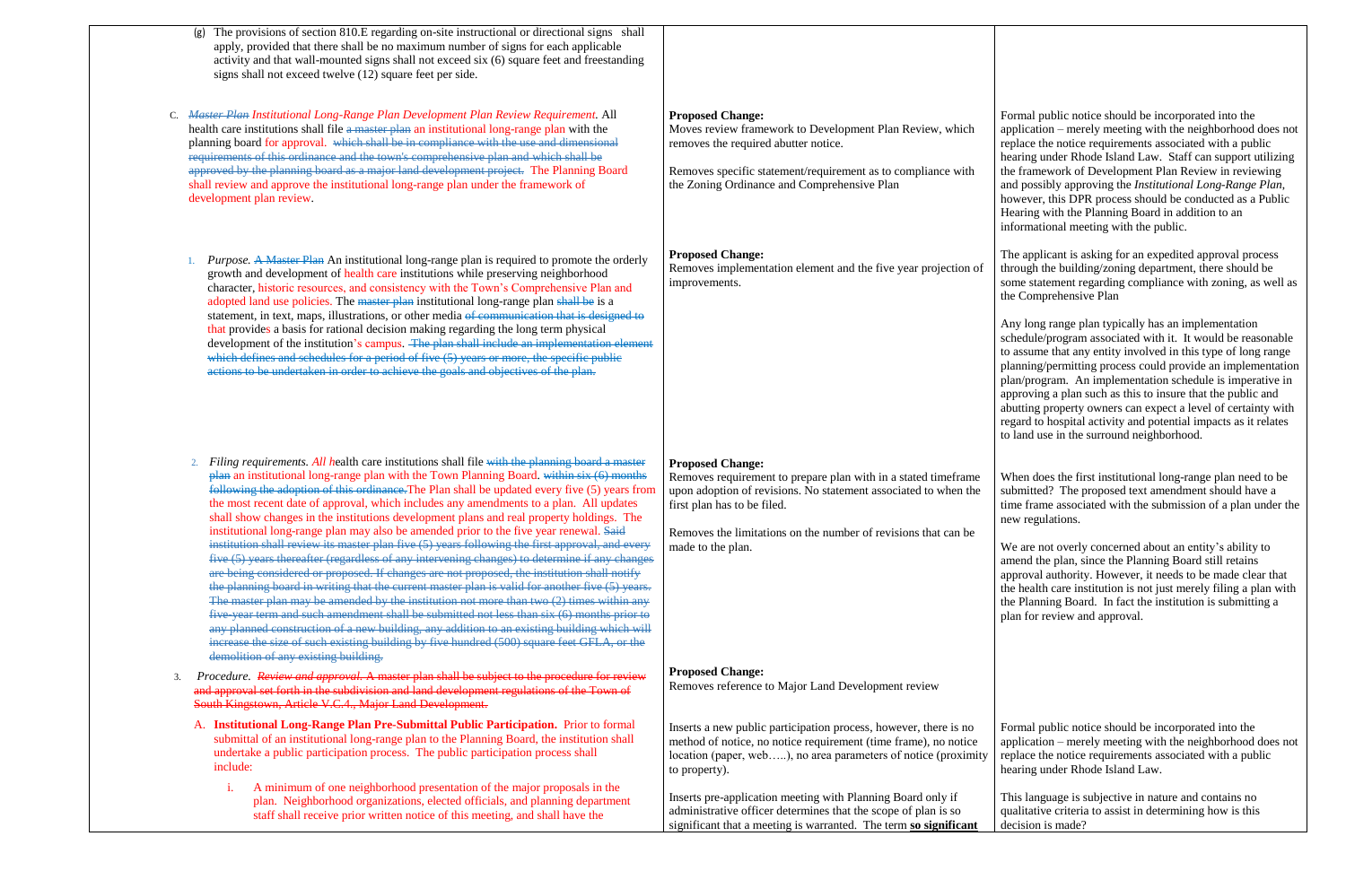| Ordinance Text | Proposed Change | Comment |
|---|---|---|
| (g) The provisions of section 810.E regarding on-site instructional or directional signs shall apply, provided that there shall be no maximum number of signs for each applicable activity and that wall-mounted signs shall not exceed six (6) square feet and freestanding signs shall not exceed twelve (12) square feet per side. | | |
| C. ~~*Master Plan*~~ *Institutional Long-Range Plan Development Plan Review Requirement*. All health care institutions shall file ~~a master plan~~ an institutional long-range plan with the planning board for approval. ~~which shall be in compliance with the use and dimensional requirements of this ordinance and the town's comprehensive plan and which shall be approved by the planning board as a major land development project.~~ The Planning Board shall review and approve the institutional long-range plan under the framework of development plan review. | **Proposed Change:** Moves review framework to Development Plan Review, which removes the required abutter notice. <br><br> Removes specific statement/requirement as to compliance with the Zoning Ordinance and Comprehensive Plan | Formal public notice should be incorporated into the application – merely meeting with the neighborhood does not replace the notice requirements associated with a public hearing under Rhode Island Law. Staff can support utilizing the framework of Development Plan Review in reviewing and possibly approving the *Institutional Long-Range Plan*, however, this DPR process should be conducted as a Public Hearing with the Planning Board in addition to an informational meeting with the public. |
| 1. *Purpose.* ~~A Master Plan~~ An institutional long-range plan is required to promote the orderly growth and development of health care institutions while preserving neighborhood character, historic resources, and consistency with the Town's Comprehensive Plan and adopted land use policies. The ~~master plan~~ institutional long-range plan ~~shall be~~ is a statement, in text, maps, illustrations, or other media ~~of communication that is designed to~~ that provides a basis for rational decision making regarding the long term physical development of the institution's campus. ~~The plan shall include an implementation element which defines and schedules for a period of five (5) years or more, the specific public actions to be undertaken in order to achieve the goals and objectives of the plan.~~ | **Proposed Change:** Removes implementation element and the five year projection of improvements. | The applicant is asking for an expedited approval process through the building/zoning department, there should be some statement regarding compliance with zoning, as well as the Comprehensive Plan <br><br> Any long range plan typically has an implementation schedule/program associated with it. It would be reasonable to assume that any entity involved in this type of long range planning/permitting process could provide an implementation plan/program. An implementation schedule is imperative in approving a plan such as this to insure that the public and abutting property owners can expect a level of certainty with regard to hospital activity and potential impacts as it relates to land use in the surround neighborhood. |
| 2. *Filing requirements. All h*ealth care institutions shall file ~~with the planning board a master plan~~ an institutional long-range plan with the Town Planning Board. ~~within six (6) months following the adoption of this ordinance.~~ The Plan shall be updated every five (5) years from the most recent date of approval, which includes any amendments to a plan. All updates shall show changes in the institutions development plans and real property holdings. The institutional long-range plan may also be amended prior to the five year renewal. ~~Said institution shall review its master plan five (5) years following the first approval, and every five (5) years thereafter (regardless of any intervening changes) to determine if any changes are being considered or proposed. If changes are not proposed, the institution shall notify the planning board in writing that the current master plan is valid for another five (5) years. The master plan may be amended by the institution not more than two (2) times within any five-year term and such amendment shall be submitted not less than six (6) months prior to any planned construction of a new building, any addition to an existing building which will increase the size of such existing building by five hundred (500) square feet GFLA, or the demolition of any existing building.~~ | **Proposed Change:** Removes requirement to prepare plan with in a stated timeframe upon adoption of revisions. No statement associated to when the first plan has to be filed. <br><br> Removes the limitations on the number of revisions that can be made to the plan. | When does the first institutional long-range plan need to be submitted? The proposed text amendment should have a time frame associated with the submission of a plan under the new regulations. <br><br> We are not overly concerned about an entity's ability to amend the plan, since the Planning Board still retains approval authority. However, it needs to be made clear that the health care institution is not just merely filing a plan with the Planning Board. In fact the institution is submitting a plan for review and approval. |
| 3. *Procedure. ~~Review and approval.~~* ~~A master plan shall be subject to the procedure for review and approval set forth in the subdivision and land development regulations of the Town of South Kingstown, Article V.C.4., Major Land Development.~~ | **Proposed Change:** Removes reference to Major Land Development review | |
| A. **Institutional Long-Range Plan Pre-Submittal Public Participation.** Prior to formal submittal of an institutional long-range plan to the Planning Board, the institution shall undertake a public participation process. The public participation process shall include: | Inserts a new public participation process, however, there is no method of notice, no notice requirement (time frame), no notice location (paper, web…..), no area parameters of notice (proximity to property). | Formal public notice should be incorporated into the application – merely meeting with the neighborhood does not replace the notice requirements associated with a public hearing under Rhode Island Law. |
| i. A minimum of one neighborhood presentation of the major proposals in the plan. Neighborhood organizations, elected officials, and planning department staff shall receive prior written notice of this meeting, and shall have the | Inserts pre-application meeting with Planning Board only if administrative officer determines that the scope of plan is so significant that a meeting is warranted. The term **so significant** | This language is subjective in nature and contains no qualitative criteria to assist in determining how is this decision is made? |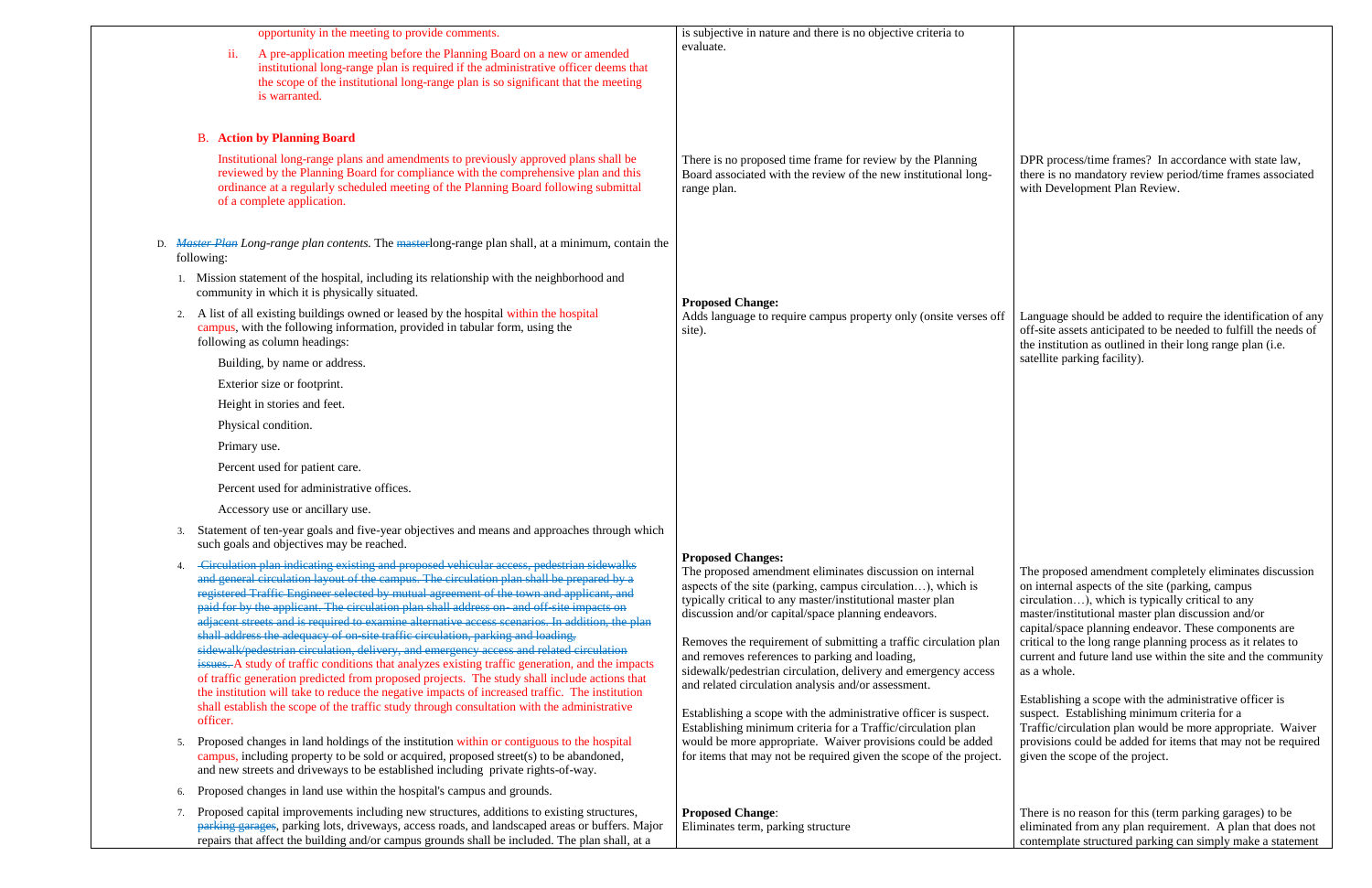| | | |
|---|---|---|
| opportunity in the meeting to provide comments.<br><br>ii. A pre-application meeting before the Planning Board on a new or amended institutional long-range plan is required if the administrative officer deems that the scope of the institutional long-range plan is so significant that the meeting is warranted. | is subjective in nature and there is no objective criteria to evaluate. | |
| **B. Action by Planning Board**<br><br>Institutional long-range plans and amendments to previously approved plans shall be reviewed by the Planning Board for compliance with the comprehensive plan and this ordinance at a regularly scheduled meeting of the Planning Board following submittal of a complete application. | There is no proposed time frame for review by the Planning Board associated with the review of the new institutional long-range plan. | DPR process/time frames? In accordance with state law, there is no mandatory review period/time frames associated with Development Plan Review. |
| D. ~~*Master Plan*~~ *Long-range plan contents.* The ~~master~~long-range plan shall, at a minimum, contain the following:<br><br>1. Mission statement of the hospital, including its relationship with the neighborhood and community in which it is physically situated.<br><br>2. A list of all existing buildings owned or leased by the hospital within the hospital campus, with the following information, provided in tabular form, using the following as column headings:<br><br>Building, by name or address.<br>Exterior size or footprint.<br>Height in stories and feet.<br>Physical condition.<br>Primary use.<br>Percent used for patient care.<br>Percent used for administrative offices.<br>Accessory use or ancillary use. | **Proposed Change:**<br>Adds language to require campus property only (onsite verses off site). | Language should be added to require the identification of any off-site assets anticipated to be needed to fulfill the needs of the institution as outlined in their long range plan (i.e. satellite parking facility). |
| 3. Statement of ten-year goals and five-year objectives and means and approaches through which such goals and objectives may be reached.<br><br>4. ~~Circulation plan indicating existing and proposed vehicular access, pedestrian sidewalks and general circulation layout of the campus. The circulation plan shall be prepared by a registered Traffic Engineer selected by mutual agreement of the town and applicant, and paid for by the applicant. The circulation plan shall address on- and off-site impacts on adjacent streets and is required to examine alternative access scenarios. In addition, the plan shall address the adequacy of on-site traffic circulation, parking and loading, sidewalk/pedestrian circulation, delivery, and emergency access and related circulation issues.~~ A study of traffic conditions that analyzes existing traffic generation, and the impacts of traffic generation predicted from proposed projects. The study shall include actions that the institution will take to reduce the negative impacts of increased traffic. The institution shall establish the scope of the traffic study through consultation with the administrative officer.<br><br>5. Proposed changes in land holdings of the institution within or contiguous to the hospital campus, including property to be sold or acquired, proposed street(s) to be abandoned, and new streets and driveways to be established including private rights-of-way.<br><br>6. Proposed changes in land use within the hospital's campus and grounds. | **Proposed Changes:**<br>The proposed amendment eliminates discussion on internal aspects of the site (parking, campus circulation…), which is typically critical to any master/institutional master plan discussion and/or capital/space planning endeavors.<br><br>Removes the requirement of submitting a traffic circulation plan and removes references to parking and loading, sidewalk/pedestrian circulation, delivery and emergency access and related circulation analysis and/or assessment.<br><br>Establishing a scope with the administrative officer is suspect. Establishing minimum criteria for a Traffic/circulation plan would be more appropriate. Waiver provisions could be added for items that may not be required given the scope of the project. | The proposed amendment completely eliminates discussion on internal aspects of the site (parking, campus circulation…), which is typically critical to any master/institutional master plan discussion and/or capital/space planning endeavor. These components are critical to the long range planning process as it relates to current and future land use within the site and the community as a whole.<br><br>Establishing a scope with the administrative officer is suspect. Establishing minimum criteria for a Traffic/circulation plan would be more appropriate. Waiver provisions could be added for items that may not be required given the scope of the project. |
| 7. Proposed capital improvements including new structures, additions to existing structures, ~~parking garages~~, parking lots, driveways, access roads, and landscaped areas or buffers. Major repairs that affect the building and/or campus grounds shall be included. The plan shall, at a | **Proposed Change**:<br>Eliminates term, parking structure | There is no reason for this (term parking garages) to be eliminated from any plan requirement. A plan that does not contemplate structured parking can simply make a statement |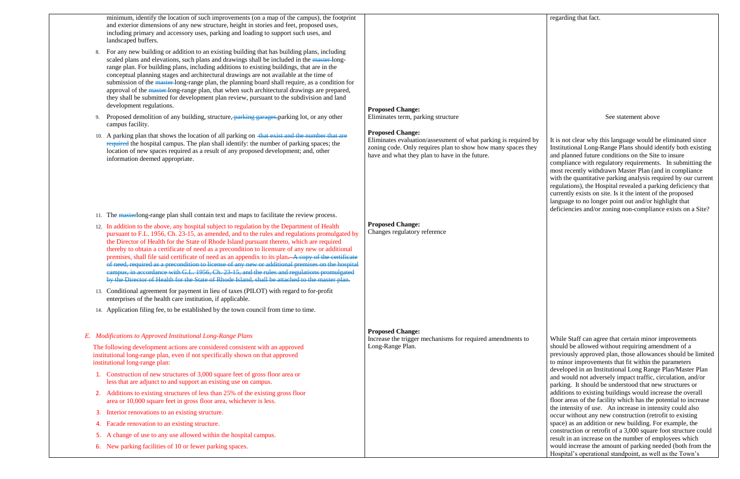| | | |
|---|---|---|
| minimum, identify the location of such improvements (on a map of the campus), the footprint and exterior dimensions of any new structure, height in stories and feet, proposed uses, including primary and accessory uses, parking and loading to support such uses, and landscaped buffers.<br><br>8. For any new building or addition to an existing building that has building plans, including scaled plans and elevations, such plans and drawings shall be included in the ~~master~~ long-range plan. For building plans, including additions to existing buildings, that are in the conceptual planning stages and architectural drawings are not available at the time of submission of the ~~master~~ long-range plan, the planning board shall require, as a condition for approval of the ~~master~~ long-range plan, that when such architectural drawings are prepared, they shall be submitted for development plan review, pursuant to the subdivision and land development regulations. | | regarding that fact. |
| 9. Proposed demolition of any building, structure, ~~parking garages,~~ parking lot, or any other campus facility. | **Proposed Change:**<br>Eliminates term, parking structure | See statement above |
| 10. A parking plan that shows the location of all parking on ~~that exist and the number that are required~~ the hospital campus. The plan shall identify: the number of parking spaces; the location of new spaces required as a result of any proposed development; and, other information deemed appropriate. | **Proposed Change:**<br>Eliminates evaluation/assessment of what parking is required by zoning code. Only requires plan to show how many spaces they have and what they plan to have in the future. | It is not clear why this language would be eliminated since Institutional Long-Range Plans should identify both existing and planned future conditions on the Site to insure compliance with regulatory requirements. In submitting the most recently withdrawn Master Plan (and in compliance with the quantitative parking analysis required by our current regulations), the Hospital revealed a parking deficiency that currently exists on site. Is it the intent of the proposed language to no longer point out and/or highlight that deficiencies and/or zoning non-compliance exists on a Site? |
| 11. The ~~master~~ long-range plan shall contain text and maps to facilitate the review process. | | |
| 12. In addition to the above, any hospital subject to regulation by the Department of Health pursuant to F.L. 1956, Ch. 23-15, as amended, and to the rules and regulations promulgated by the Director of Health for the State of Rhode Island pursuant thereto, which are required thereby to obtain a certificate of need as a precondition to licensure of any new or additional premises, shall file said certificate of need as an appendix to its plan. ~~A copy of the certificate of need, required as a precondition to license of any new or additional premises on the hospital campus, in accordance with G.L. 1956, Ch. 23-15, and the rules and regulations promulgated by the Director of Health for the State of Rhode Island, shall be attached to the master plan.~~ | **Proposed Change:**<br>Changes regulatory reference | |
| 13. Conditional agreement for payment in lieu of taxes (PILOT) with regard to for-profit enterprises of the health care institution, if applicable. | | |
| 14. Application filing fee, to be established by the town council from time to time. | | |
| *E. Modifications to Approved Institutional Long-Range Plans*<br><br>The following development actions are considered consistent with an approved institutional long-range plan, even if not specifically shown on that approved institutional long-range plan:<br><br>1. Construction of new structures of 3,000 square feet of gross floor area or less that are adjunct to and support an existing use on campus.<br>2. Additions to existing structures of less than 25% of the existing gross floor area or 10,000 square feet in gross floor area, whichever is less.<br>3. Interior renovations to an existing structure.<br>4. Facade renovation to an existing structure.<br>5. A change of use to any use allowed within the hospital campus.<br>6. New parking facilities of 10 or fewer parking spaces. | **Proposed Change:**<br>Increase the trigger mechanisms for required amendments to Long-Range Plan. | While Staff can agree that certain minor improvements should be allowed without requiring amendment of a previously approved plan, those allowances should be limited to minor improvements that fit within the parameters developed in an Institutional Long Range Plan/Master Plan and would not adversely impact traffic, circulation, and/or parking. It should be understood that new structures or additions to existing buildings would increase the overall floor areas of the facility which has the potential to increase the intensity of use. An increase in intensity could also occur without any new construction (retrofit to existing space) as an addition or new building. For example, the construction or retrofit of a 3,000 square foot structure could result in an increase on the number of employees which would increase the amount of parking needed (both from the Hospital's operational standpoint, as well as the Town's |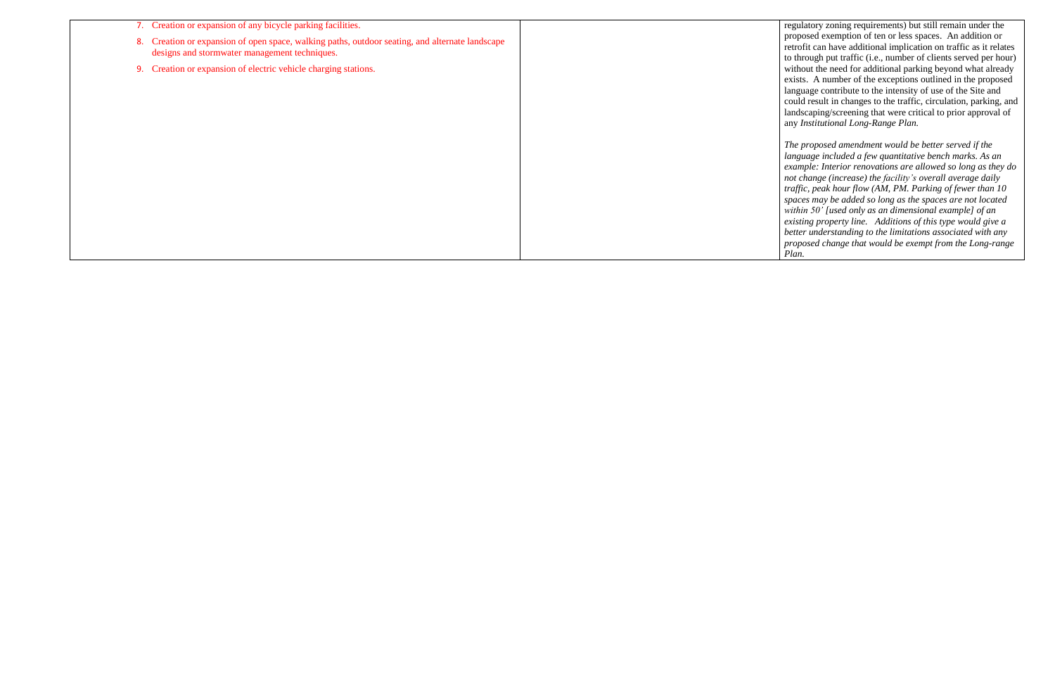| | | |
|---|---|---|
| 7. Creation or expansion of any bicycle parking facilities.<br>8. Creation or expansion of open space, walking paths, outdoor seating, and alternate landscape designs and stormwater management techniques.<br>9. Creation or expansion of electric vehicle charging stations. | | regulatory zoning requirements) but still remain under the proposed exemption of ten or less spaces. An addition or retrofit can have additional implication on traffic as it relates to through put traffic (i.e., number of clients served per hour) without the need for additional parking beyond what already exists. A number of the exceptions outlined in the proposed language contribute to the intensity of use of the Site and could result in changes to the traffic, circulation, parking, and landscaping/screening that were critical to prior approval of any *Institutional Long-Range Plan.*<br><br>*The proposed amendment would be better served if the language included a few quantitative bench marks. As an example: Interior renovations are allowed so long as they do not change (increase) the facility's overall average daily traffic, peak hour flow (AM, PM. Parking of fewer than 10 spaces may be added so long as the spaces are not located within 50' [used only as an dimensional example] of an existing property line. Additions of this type would give a better understanding to the limitations associated with any proposed change that would be exempt from the Long-range Plan.* |